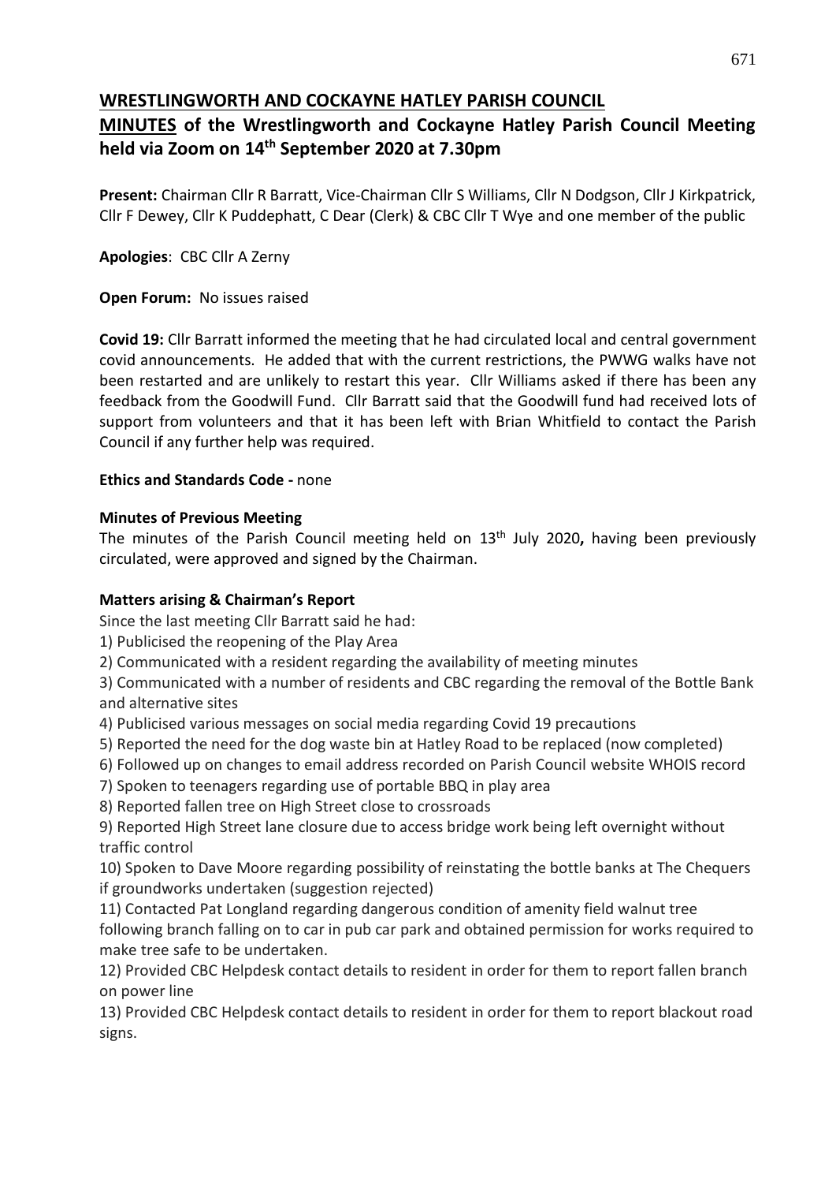# WRESTLINGWORTH AND COCKAYNE HATLEY PARISH COUNCIL

## MINUTES of the Wrestlingworth and Cockayne Hatley Parish Council Meeting held via Zoom on 14th September 2020 at 7.30pm

**Present:** Chairman Cllr R Barratt, Vice-Chairman Cllr S Williams, Cllr N Dodgson, Cllr J Kirkpatrick, Cllr F Dewey, Cllr K Puddephatt, C Dear (Clerk) & CBC Cllr T Wye and one member of the public

**Apologies**: CBC Cllr A Zerny

**Open Forum:** No issues raised

**Covid 19:** Cllr Barratt informed the meeting that he had circulated local and central government covid announcements. He added that with the current restrictions, the PWWG walks have not been restarted and are unlikely to restart this year. Cllr Williams asked if there has been any feedback from the Goodwill Fund. Cllr Barratt said that the Goodwill fund had received lots of support from volunteers and that it has been left with Brian Whitfield to contact the Parish Council if any further help was required.

**Ethics and Standards Code -** none

**Minutes of Previous Meeting**

The minutes of the Parish Council meeting held on 13th July 2020**,** having been previously circulated, were approved and signed by the Chairman.

**Matters arising & Chairman's Report**

Since the last meeting Cllr Barratt said he had:

1) Publicised the reopening of the Play Area
2) Communicated with a resident regarding the availability of meeting minutes
3) Communicated with a number of residents and CBC regarding the removal of the Bottle Bank and alternative sites
4) Publicised various messages on social media regarding Covid 19 precautions
5) Reported the need for the dog waste bin at Hatley Road to be replaced (now completed)
6) Followed up on changes to email address recorded on Parish Council website WHOIS record
7) Spoken to teenagers regarding use of portable BBQ in play area
8) Reported fallen tree on High Street close to crossroads
9) Reported High Street lane closure due to access bridge work being left overnight without traffic control
10) Spoken to Dave Moore regarding possibility of reinstating the bottle banks at The Chequers if groundworks undertaken (suggestion rejected)
11) Contacted Pat Longland regarding dangerous condition of amenity field walnut tree following branch falling on to car in pub car park and obtained permission for works required to make tree safe to be undertaken.
12) Provided CBC Helpdesk contact details to resident in order for them to report fallen branch on power line
13) Provided CBC Helpdesk contact details to resident in order for them to report blackout road signs.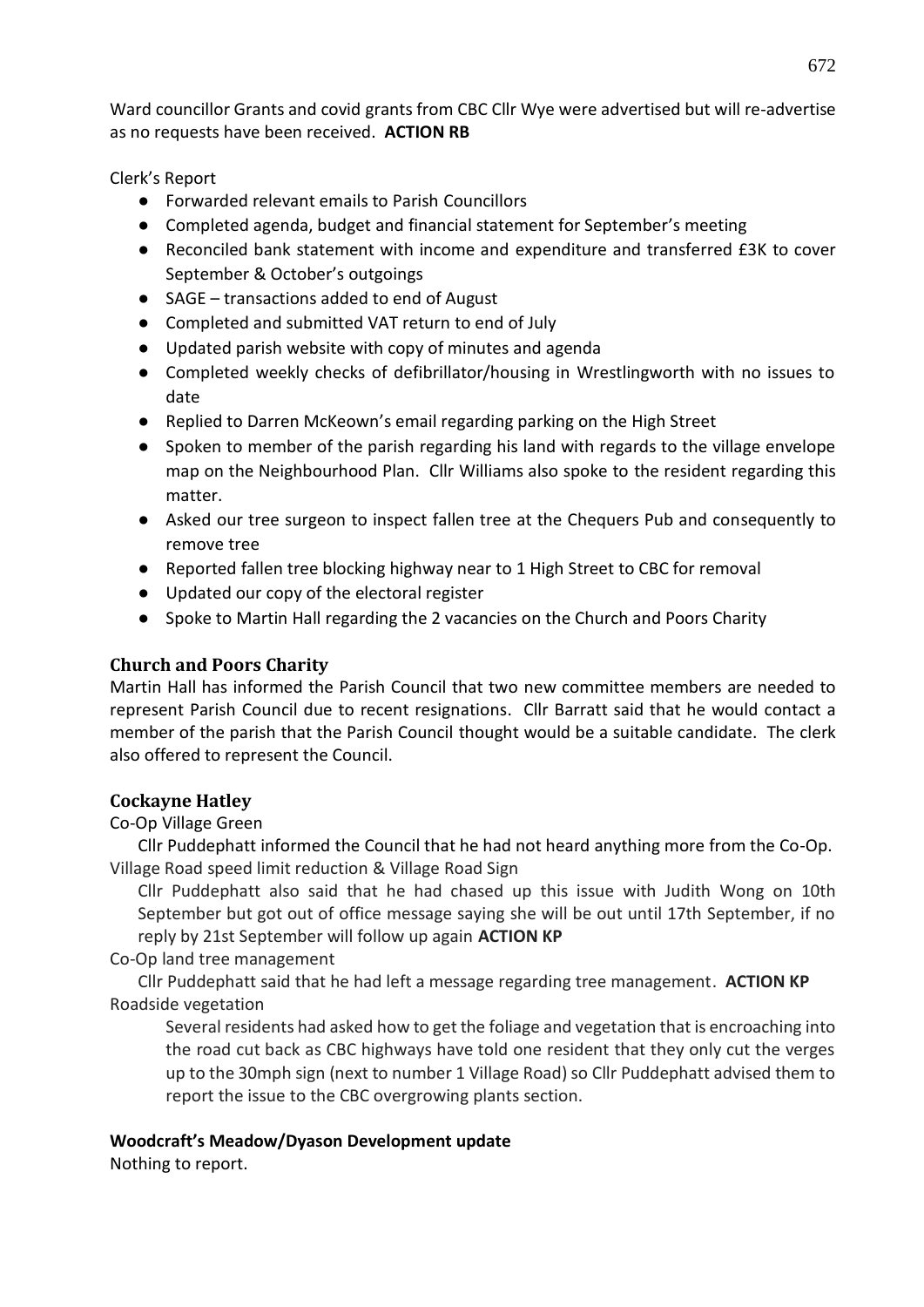Ward councillor Grants and covid grants from CBC Cllr Wye were advertised but will re-advertise as no requests have been received. **ACTION RB**

Clerk's Report

- Forwarded relevant emails to Parish Councillors
- Completed agenda, budget and financial statement for September's meeting
- Reconciled bank statement with income and expenditure and transferred £3K to cover September & October's outgoings
- SAGE – transactions added to end of August
- Completed and submitted VAT return to end of July
- Updated parish website with copy of minutes and agenda
- Completed weekly checks of defibrillator/housing in Wrestlingworth with no issues to date
- Replied to Darren McKeown's email regarding parking on the High Street
- Spoken to member of the parish regarding his land with regards to the village envelope map on the Neighbourhood Plan. Cllr Williams also spoke to the resident regarding this matter.
- Asked our tree surgeon to inspect fallen tree at the Chequers Pub and consequently to remove tree
- Reported fallen tree blocking highway near to 1 High Street to CBC for removal
- Updated our copy of the electoral register
- Spoke to Martin Hall regarding the 2 vacancies on the Church and Poors Charity

### Church and Poors Charity

Martin Hall has informed the Parish Council that two new committee members are needed to represent Parish Council due to recent resignations. Cllr Barratt said that he would contact a member of the parish that the Parish Council thought would be a suitable candidate. The clerk also offered to represent the Council.

### Cockayne Hatley

Co-Op Village Green

Cllr Puddephatt informed the Council that he had not heard anything more from the Co-Op.

Village Road speed limit reduction & Village Road Sign

Cllr Puddephatt also said that he had chased up this issue with Judith Wong on 10th September but got out of office message saying she will be out until 17th September, if no reply by 21st September will follow up again **ACTION KP**

Co-Op land tree management

Cllr Puddephatt said that he had left a message regarding tree management. **ACTION KP**

Roadside vegetation

Several residents had asked how to get the foliage and vegetation that is encroaching into the road cut back as CBC highways have told one resident that they only cut the verges up to the 30mph sign (next to number 1 Village Road) so Cllr Puddephatt advised them to report the issue to the CBC overgrowing plants section.

**Woodcraft's Meadow/Dyason Development update**

Nothing to report.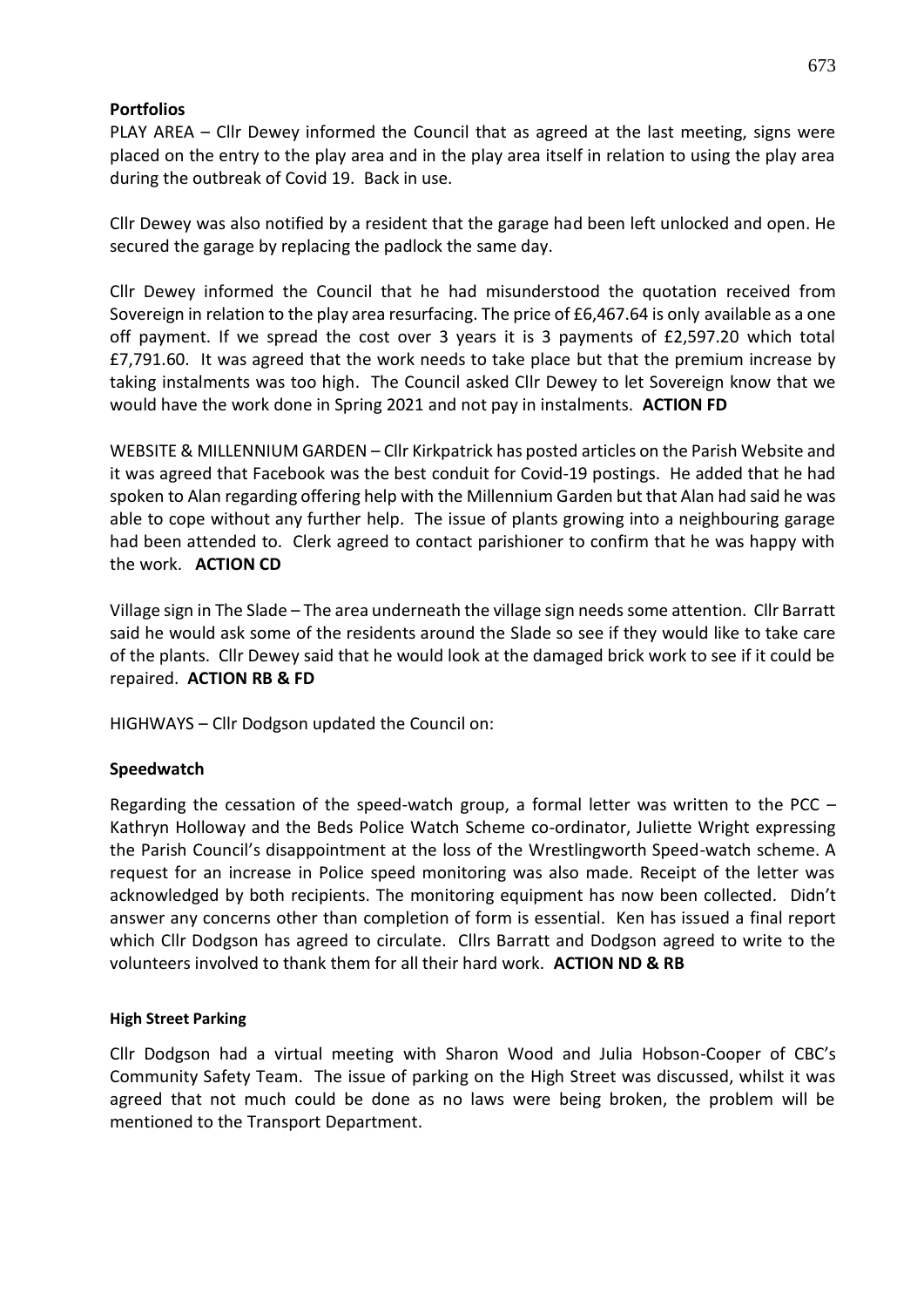**Portfolios**

PLAY AREA – Cllr Dewey informed the Council that as agreed at the last meeting, signs were placed on the entry to the play area and in the play area itself in relation to using the play area during the outbreak of Covid 19. Back in use.

Cllr Dewey was also notified by a resident that the garage had been left unlocked and open. He secured the garage by replacing the padlock the same day.

Cllr Dewey informed the Council that he had misunderstood the quotation received from Sovereign in relation to the play area resurfacing. The price of £6,467.64 is only available as a one off payment. If we spread the cost over 3 years it is 3 payments of £2,597.20 which total £7,791.60. It was agreed that the work needs to take place but that the premium increase by taking instalments was too high. The Council asked Cllr Dewey to let Sovereign know that we would have the work done in Spring 2021 and not pay in instalments. **ACTION FD**

WEBSITE & MILLENNIUM GARDEN – Cllr Kirkpatrick has posted articles on the Parish Website and it was agreed that Facebook was the best conduit for Covid-19 postings. He added that he had spoken to Alan regarding offering help with the Millennium Garden but that Alan had said he was able to cope without any further help. The issue of plants growing into a neighbouring garage had been attended to. Clerk agreed to contact parishioner to confirm that he was happy with the work. **ACTION CD**

Village sign in The Slade – The area underneath the village sign needs some attention. Cllr Barratt said he would ask some of the residents around the Slade so see if they would like to take care of the plants. Cllr Dewey said that he would look at the damaged brick work to see if it could be repaired. **ACTION RB & FD**

HIGHWAYS – Cllr Dodgson updated the Council on:

**Speedwatch**

Regarding the cessation of the speed-watch group, a formal letter was written to the PCC – Kathryn Holloway and the Beds Police Watch Scheme co-ordinator, Juliette Wright expressing the Parish Council's disappointment at the loss of the Wrestlingworth Speed-watch scheme. A request for an increase in Police speed monitoring was also made. Receipt of the letter was acknowledged by both recipients. The monitoring equipment has now been collected. Didn't answer any concerns other than completion of form is essential. Ken has issued a final report which Cllr Dodgson has agreed to circulate. Cllrs Barratt and Dodgson agreed to write to the volunteers involved to thank them for all their hard work. **ACTION ND & RB**

**High Street Parking**

Cllr Dodgson had a virtual meeting with Sharon Wood and Julia Hobson-Cooper of CBC's Community Safety Team. The issue of parking on the High Street was discussed, whilst it was agreed that not much could be done as no laws were being broken, the problem will be mentioned to the Transport Department.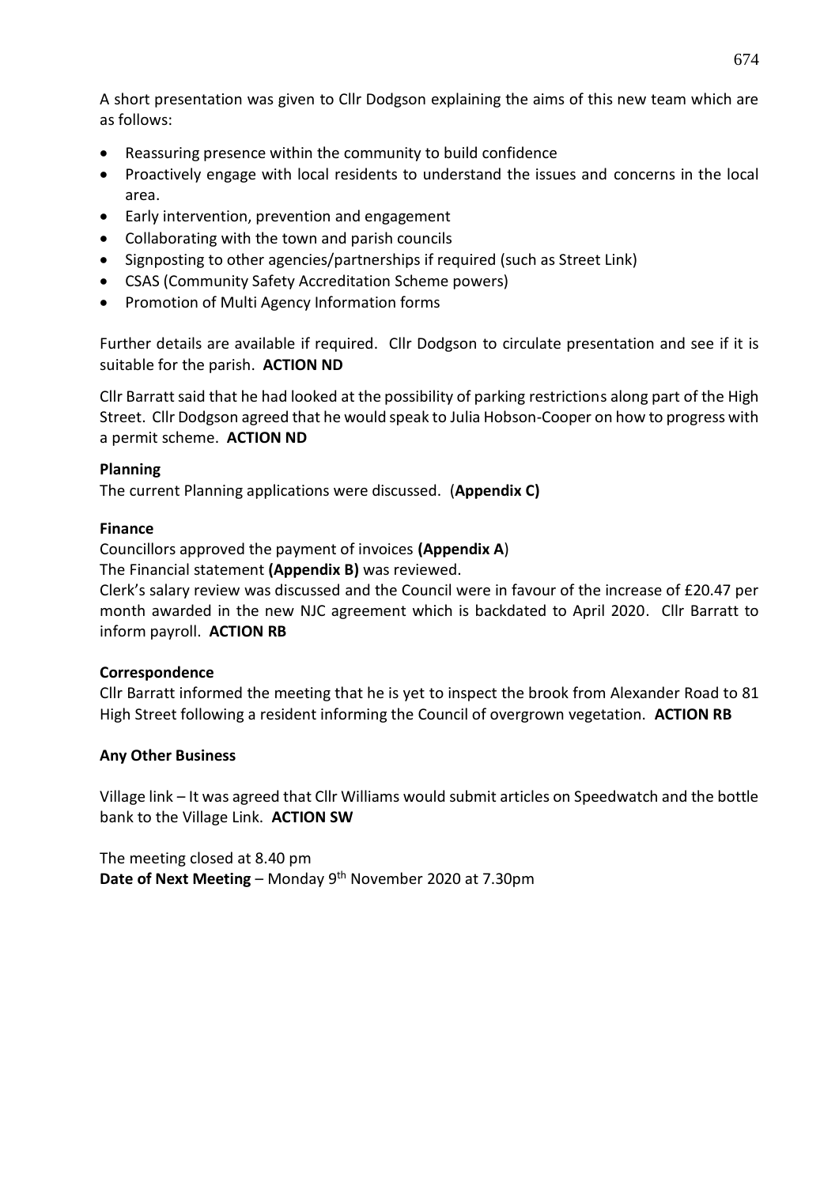A short presentation was given to Cllr Dodgson explaining the aims of this new team which are as follows:

- Reassuring presence within the community to build confidence
- Proactively engage with local residents to understand the issues and concerns in the local area.
- Early intervention, prevention and engagement
- Collaborating with the town and parish councils
- Signposting to other agencies/partnerships if required (such as Street Link)
- CSAS (Community Safety Accreditation Scheme powers)
- Promotion of Multi Agency Information forms

Further details are available if required. Cllr Dodgson to circulate presentation and see if it is suitable for the parish. **ACTION ND**

Cllr Barratt said that he had looked at the possibility of parking restrictions along part of the High Street. Cllr Dodgson agreed that he would speak to Julia Hobson-Cooper on how to progress with a permit scheme. **ACTION ND**

**Planning**

The current Planning applications were discussed. (**Appendix C)**

**Finance**

Councillors approved the payment of invoices **(Appendix A**)

The Financial statement **(Appendix B)** was reviewed.

Clerk's salary review was discussed and the Council were in favour of the increase of £20.47 per month awarded in the new NJC agreement which is backdated to April 2020. Cllr Barratt to inform payroll. **ACTION RB**

**Correspondence**

Cllr Barratt informed the meeting that he is yet to inspect the brook from Alexander Road to 81 High Street following a resident informing the Council of overgrown vegetation. **ACTION RB**

**Any Other Business**

Village link – It was agreed that Cllr Williams would submit articles on Speedwatch and the bottle bank to the Village Link. **ACTION SW**

The meeting closed at 8.40 pm

**Date of Next Meeting** – Monday 9th November 2020 at 7.30pm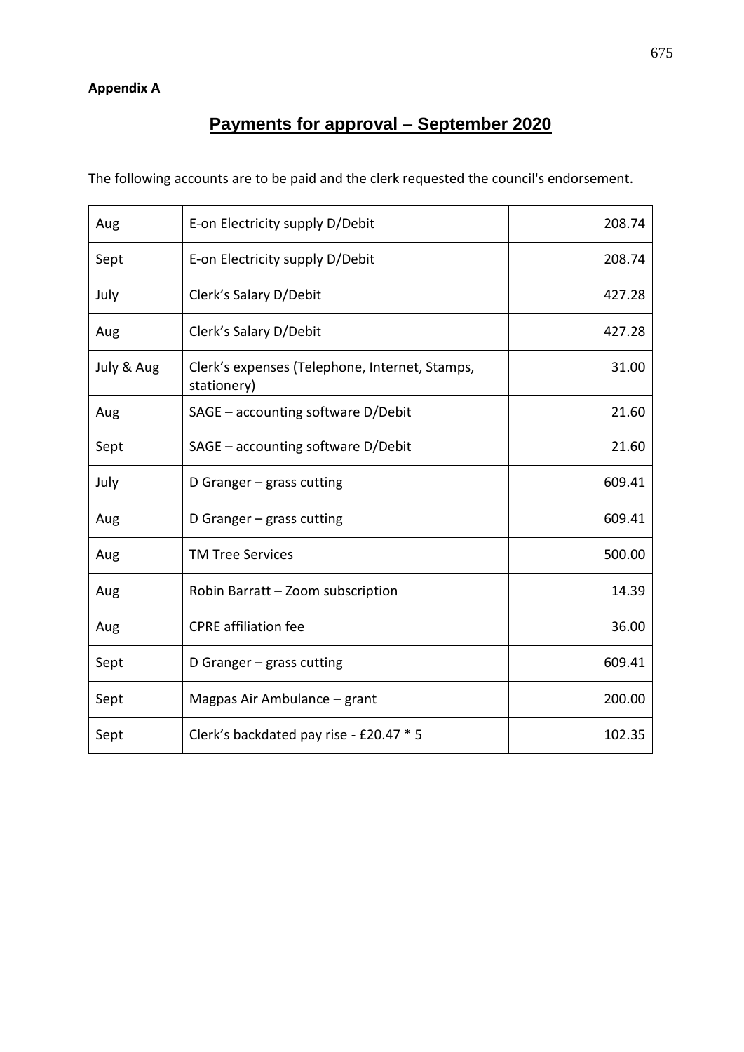**Appendix A**

# Payments for approval – September 2020

The following accounts are to be paid and the clerk requested the council's endorsement.

| | | | |
|---|---|---|---|
| Aug | E-on Electricity supply D/Debit | | 208.74 |
| Sept | E-on Electricity supply D/Debit | | 208.74 |
| July | Clerk's Salary D/Debit | | 427.28 |
| Aug | Clerk's Salary D/Debit | | 427.28 |
| July & Aug | Clerk's expenses (Telephone, Internet, Stamps, stationery) | | 31.00 |
| Aug | SAGE – accounting software D/Debit | | 21.60 |
| Sept | SAGE – accounting software D/Debit | | 21.60 |
| July | D Granger – grass cutting | | 609.41 |
| Aug | D Granger – grass cutting | | 609.41 |
| Aug | TM Tree Services | | 500.00 |
| Aug | Robin Barratt – Zoom subscription | | 14.39 |
| Aug | CPRE affiliation fee | | 36.00 |
| Sept | D Granger – grass cutting | | 609.41 |
| Sept | Magpas Air Ambulance – grant | | 200.00 |
| Sept | Clerk's backdated pay rise - £20.47 * 5 | | 102.35 |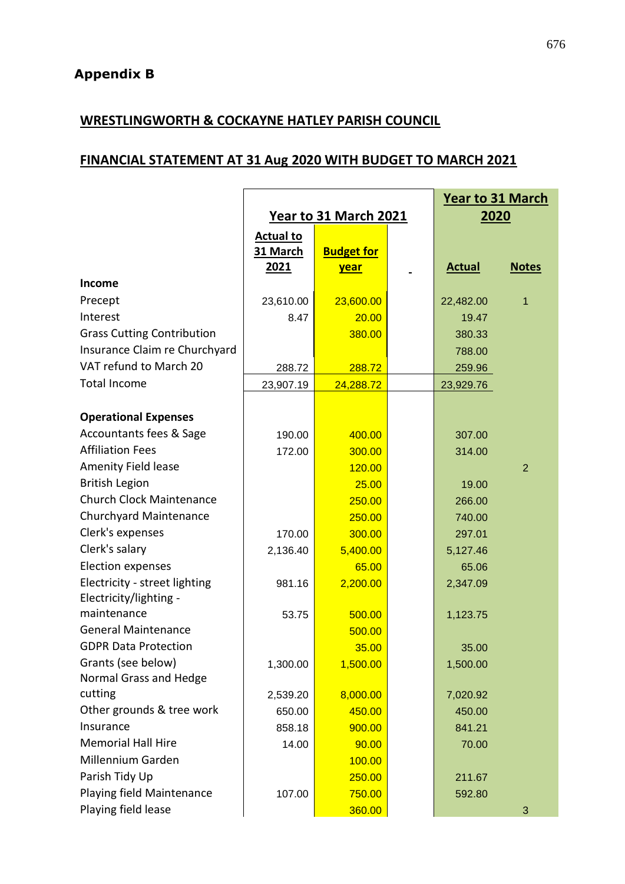## Appendix B

## WRESTLINGWORTH & COCKAYNE HATLEY PARISH COUNCIL

## FINANCIAL STATEMENT AT 31 Aug 2020 WITH BUDGET TO MARCH 2021

| | Year to 31 March 2021 | | | Year to 31 March 2020 | |
|---|---|---|---|---|---|
| | Actual to 31 March 2021 | Budget for year | | Actual | Notes |
| **Income** | | | | | |
| Precept | 23,610.00 | 23,600.00 | | 22,482.00 | 1 |
| Interest | 8.47 | 20.00 | | 19.47 | |
| Grass Cutting Contribution | | 380.00 | | 380.33 | |
| Insurance Claim re Churchyard | | | | 788.00 | |
| VAT refund to March 20 | 288.72 | 288.72 | | 259.96 | |
| Total Income | 23,907.19 | 24,288.72 | | 23,929.76 | |
| | | | | | |
| **Operational Expenses** | | | | | |
| Accountants fees & Sage | 190.00 | 400.00 | | 307.00 | |
| Affiliation Fees | 172.00 | 300.00 | | 314.00 | |
| Amenity Field lease | | 120.00 | | | 2 |
| British Legion | | 25.00 | | 19.00 | |
| Church Clock Maintenance | | 250.00 | | 266.00 | |
| Churchyard Maintenance | | 250.00 | | 740.00 | |
| Clerk's expenses | 170.00 | 300.00 | | 297.01 | |
| Clerk's salary | 2,136.40 | 5,400.00 | | 5,127.46 | |
| Election expenses | | 65.00 | | 65.06 | |
| Electricity - street lighting | 981.16 | 2,200.00 | | 2,347.09 | |
| Electricity/lighting - maintenance | 53.75 | 500.00 | | 1,123.75 | |
| General Maintenance | | 500.00 | | | |
| GDPR Data Protection | | 35.00 | | 35.00 | |
| Grants (see below) | 1,300.00 | 1,500.00 | | 1,500.00 | |
| Normal Grass and Hedge cutting | 2,539.20 | 8,000.00 | | 7,020.92 | |
| Other grounds & tree work | 650.00 | 450.00 | | 450.00 | |
| Insurance | 858.18 | 900.00 | | 841.21 | |
| Memorial Hall Hire | 14.00 | 90.00 | | 70.00 | |
| Millennium Garden | | 100.00 | | | |
| Parish Tidy Up | | 250.00 | | 211.67 | |
| Playing field Maintenance | 107.00 | 750.00 | | 592.80 | |
| Playing field lease | | 360.00 | | | 3 |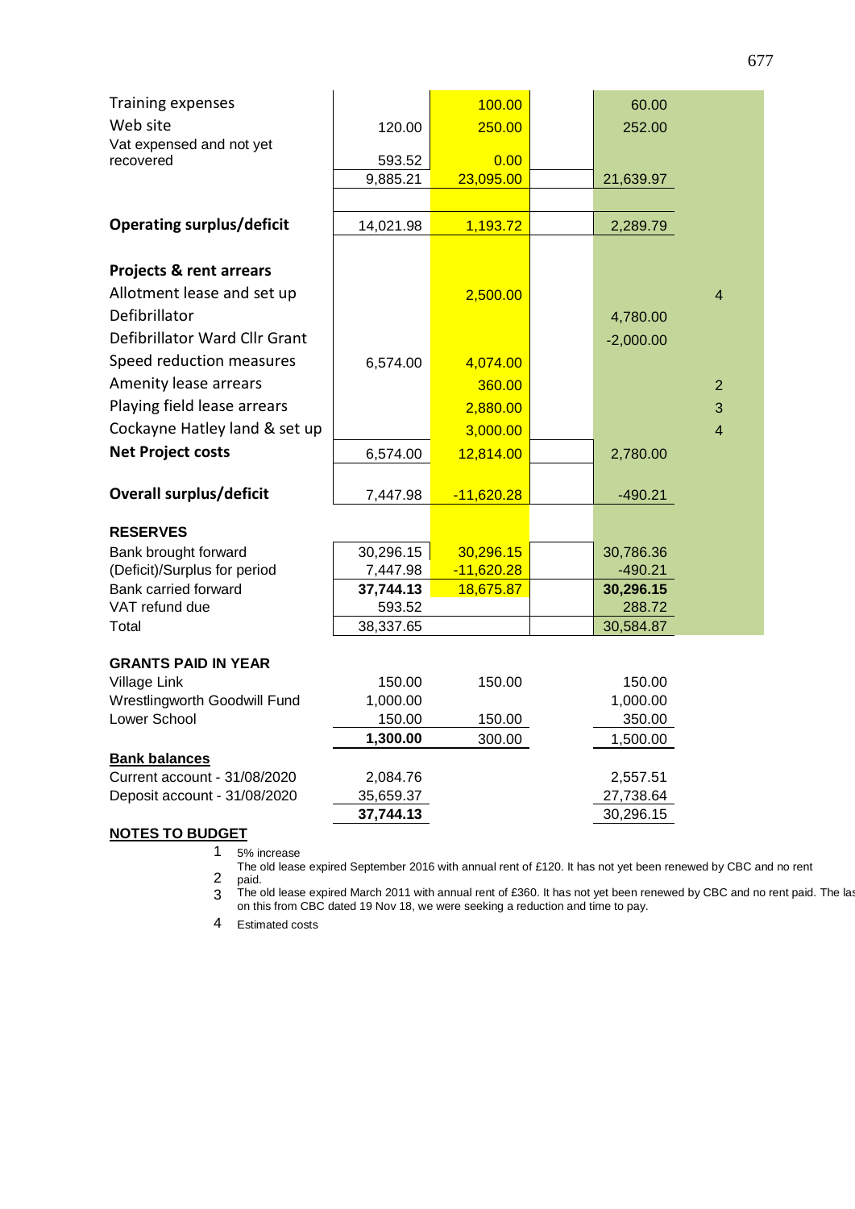| | | | | | |
|---|---|---|---|---|---|
| Training expenses | | 100.00 | | 60.00 | |
| Web site | 120.00 | 250.00 | | 252.00 | |
| Vat expensed and not yet recovered | 593.52 | 0.00 | | | |
| | 9,885.21 | 23,095.00 | | 21,639.97 | |
| | | | | | |
| **Operating surplus/deficit** | 14,021.98 | 1,193.72 | | 2,289.79 | |
| | | | | | |
| **Projects & rent arrears** | | | | | |
| Allotment lease and set up | | 2,500.00 | | | 4 |
| Defibrillator | | | | 4,780.00 | |
| Defibrillator Ward Cllr Grant | | | | -2,000.00 | |
| Speed reduction measures | 6,574.00 | 4,074.00 | | | |
| Amenity lease arrears | | 360.00 | | | 2 |
| Playing field lease arrears | | 2,880.00 | | | 3 |
| Cockayne Hatley land & set up | | 3,000.00 | | | 4 |
| **Net Project costs** | 6,574.00 | 12,814.00 | | 2,780.00 | |
| | | | | | |
| **Overall surplus/deficit** | 7,447.98 | -11,620.28 | | -490.21 | |
| | | | | | |
| **RESERVES** | | | | | |
| Bank brought forward | 30,296.15 | 30,296.15 | | 30,786.36 | |
| (Deficit)/Surplus for period | 7,447.98 | -11,620.28 | | -490.21 | |
| Bank carried forward | **37,744.13** | 18,675.87 | | **30,296.15** | |
| VAT refund due | 593.52 | | | 288.72 | |
| Total | 38,337.65 | | | 30,584.87 | |
| | | | | | |
| **GRANTS PAID IN YEAR** | | | | | |
| Village Link | 150.00 | 150.00 | | 150.00 | |
| Wrestlingworth Goodwill Fund | 1,000.00 | | | 1,000.00 | |
| Lower School | 150.00 | 150.00 | | 350.00 | |
| | **1,300.00** | 300.00 | | 1,500.00 | |
| **Bank balances** | | | | | |
| Current account - 31/08/2020 | 2,084.76 | | | 2,557.51 | |
| Deposit account - 31/08/2020 | 35,659.37 | | | 27,738.64 | |
| | **37,744.13** | | | 30,296.15 | |

**NOTES TO BUDGET**

1. 5% increase
2. The old lease expired September 2016 with annual rent of £120. It has not yet been renewed by CBC and no rent paid.
3. The old lease expired March 2011 with annual rent of £360. It has not yet been renewed by CBC and no rent paid. The las on this from CBC dated 19 Nov 18, we were seeking a reduction and time to pay.
4. Estimated costs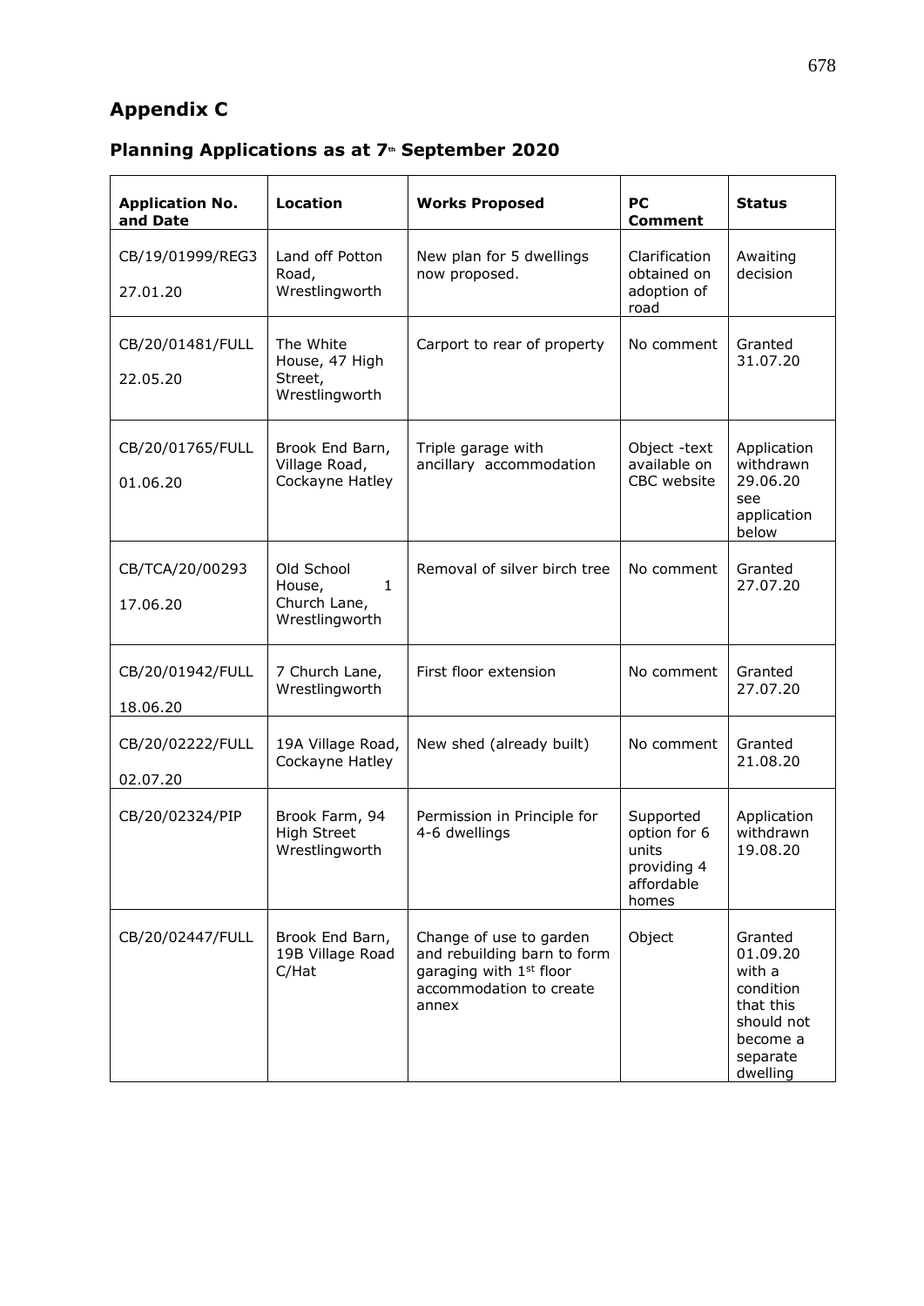# Appendix C

## Planning Applications as at 7th September 2020

| Application No. and Date | Location | Works Proposed | PC Comment | Status |
|---|---|---|---|---|
| CB/19/01999/REG3 27.01.20 | Land off Potton Road, Wrestlingworth | New plan for 5 dwellings now proposed. | Clarification obtained on adoption of road | Awaiting decision |
| CB/20/01481/FULL 22.05.20 | The White House, 47 High Street, Wrestlingworth | Carport to rear of property | No comment | Granted 31.07.20 |
| CB/20/01765/FULL 01.06.20 | Brook End Barn, Village Road, Cockayne Hatley | Triple garage with ancillary accommodation | Object -text available on CBC website | Application withdrawn 29.06.20 see application below |
| CB/TCA/20/00293 17.06.20 | Old School House, 1 Church Lane, Wrestlingworth | Removal of silver birch tree | No comment | Granted 27.07.20 |
| CB/20/01942/FULL 18.06.20 | 7 Church Lane, Wrestlingworth | First floor extension | No comment | Granted 27.07.20 |
| CB/20/02222/FULL 02.07.20 | 19A Village Road, Cockayne Hatley | New shed (already built) | No comment | Granted 21.08.20 |
| CB/20/02324/PIP | Brook Farm, 94 High Street Wrestlingworth | Permission in Principle for 4-6 dwellings | Supported option for 6 units providing 4 affordable homes | Application withdrawn 19.08.20 |
| CB/20/02447/FULL | Brook End Barn, 19B Village Road C/Hat | Change of use to garden and rebuilding barn to form garaging with 1st floor accommodation to create annex | Object | Granted 01.09.20 with a condition that this should not become a separate dwelling |